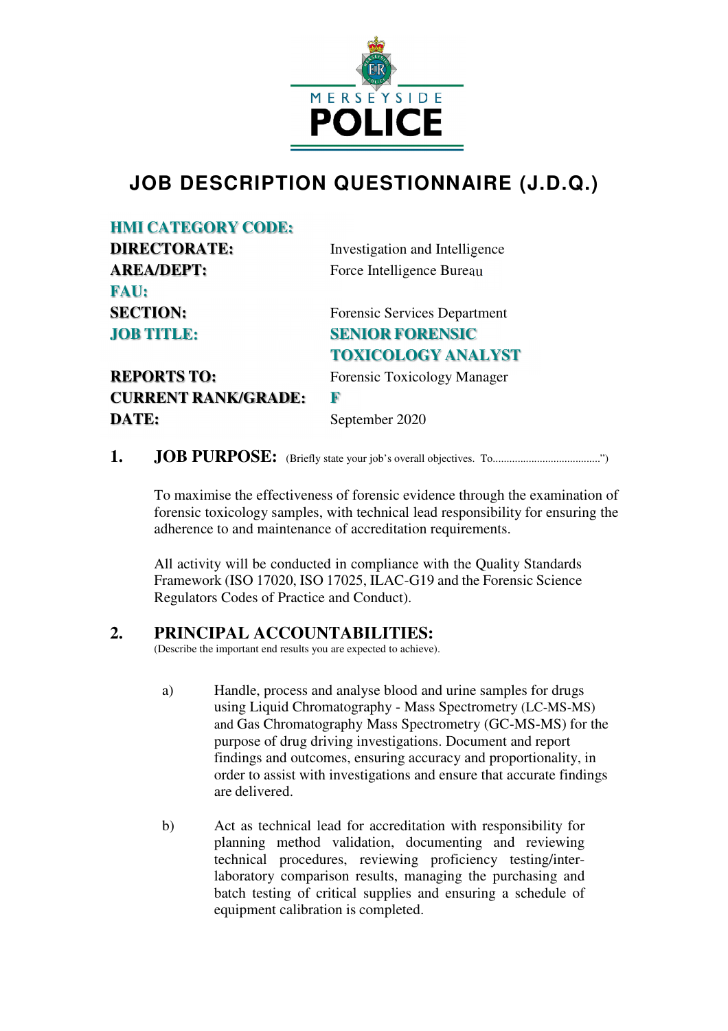MERSEYSIDE
POLICE

# JOB DESCRIPTION QUESTIONNAIRE (J.D.Q.)

| | |
|---|---|
| **HMI CATEGORY CODE:** | |
| **DIRECTORATE:** | Investigation and Intelligence |
| **AREA/DEPT:** | Force Intelligence Bureau |
| **FAU:** | |
| **SECTION:** | Forensic Services Department |
| **JOB TITLE:** | **SENIOR FORENSIC TOXICOLOGY ANALYST** |
| **REPORTS TO:** | Forensic Toxicology Manager |
| **CURRENT RANK/GRADE:** | **F** |
| **DATE:** | September 2020 |

## 1. JOB PURPOSE: (Briefly state your job's overall objectives. To......................................")

To maximise the effectiveness of forensic evidence through the examination of forensic toxicology samples, with technical lead responsibility for ensuring the adherence to and maintenance of accreditation requirements.

All activity will be conducted in compliance with the Quality Standards Framework (ISO 17020, ISO 17025, ILAC-G19 and the Forensic Science Regulators Codes of Practice and Conduct).

## 2. PRINCIPAL ACCOUNTABILITIES:

(Describe the important end results you are expected to achieve).

a) Handle, process and analyse blood and urine samples for drugs using Liquid Chromatography - Mass Spectrometry (LC-MS-MS) and Gas Chromatography Mass Spectrometry (GC-MS-MS) for the purpose of drug driving investigations. Document and report findings and outcomes, ensuring accuracy and proportionality, in order to assist with investigations and ensure that accurate findings are delivered.

b) Act as technical lead for accreditation with responsibility for planning method validation, documenting and reviewing technical procedures, reviewing proficiency testing/inter-laboratory comparison results, managing the purchasing and batch testing of critical supplies and ensuring a schedule of equipment calibration is completed.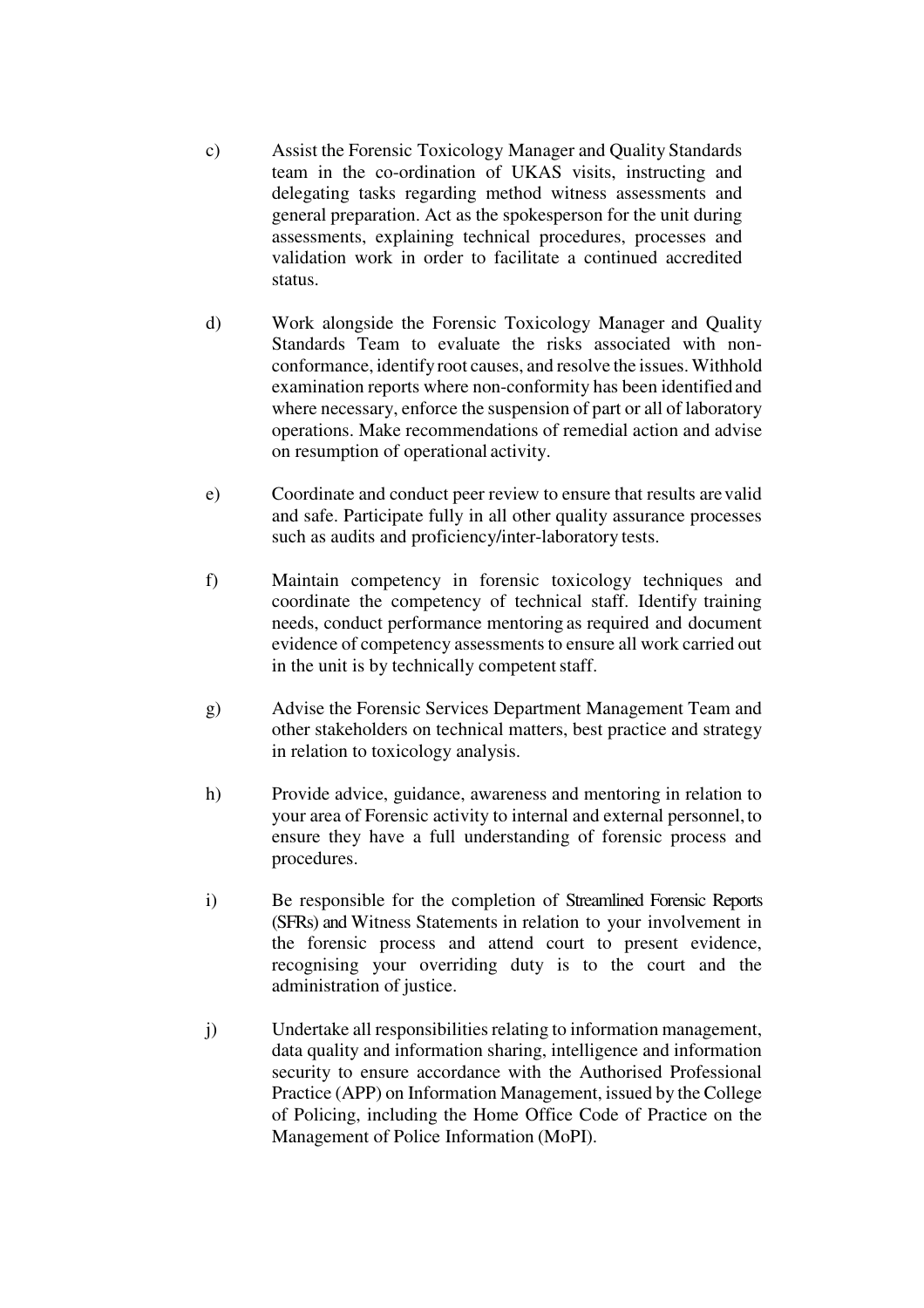c) Assist the Forensic Toxicology Manager and Quality Standards team in the co-ordination of UKAS visits, instructing and delegating tasks regarding method witness assessments and general preparation. Act as the spokesperson for the unit during assessments, explaining technical procedures, processes and validation work in order to facilitate a continued accredited status.

d) Work alongside the Forensic Toxicology Manager and Quality Standards Team to evaluate the risks associated with non-conformance, identify root causes, and resolve the issues. Withhold examination reports where non-conformity has been identified and where necessary, enforce the suspension of part or all of laboratory operations. Make recommendations of remedial action and advise on resumption of operational activity.

e) Coordinate and conduct peer review to ensure that results are valid and safe. Participate fully in all other quality assurance processes such as audits and proficiency/inter-laboratory tests.

f) Maintain competency in forensic toxicology techniques and coordinate the competency of technical staff. Identify training needs, conduct performance mentoring as required and document evidence of competency assessments to ensure all work carried out in the unit is by technically competent staff.

g) Advise the Forensic Services Department Management Team and other stakeholders on technical matters, best practice and strategy in relation to toxicology analysis.

h) Provide advice, guidance, awareness and mentoring in relation to your area of Forensic activity to internal and external personnel, to ensure they have a full understanding of forensic process and procedures.

i) Be responsible for the completion of Streamlined Forensic Reports (SFRs) and Witness Statements in relation to your involvement in the forensic process and attend court to present evidence, recognising your overriding duty is to the court and the administration of justice.

j) Undertake all responsibilities relating to information management, data quality and information sharing, intelligence and information security to ensure accordance with the Authorised Professional Practice (APP) on Information Management, issued by the College of Policing, including the Home Office Code of Practice on the Management of Police Information (MoPI).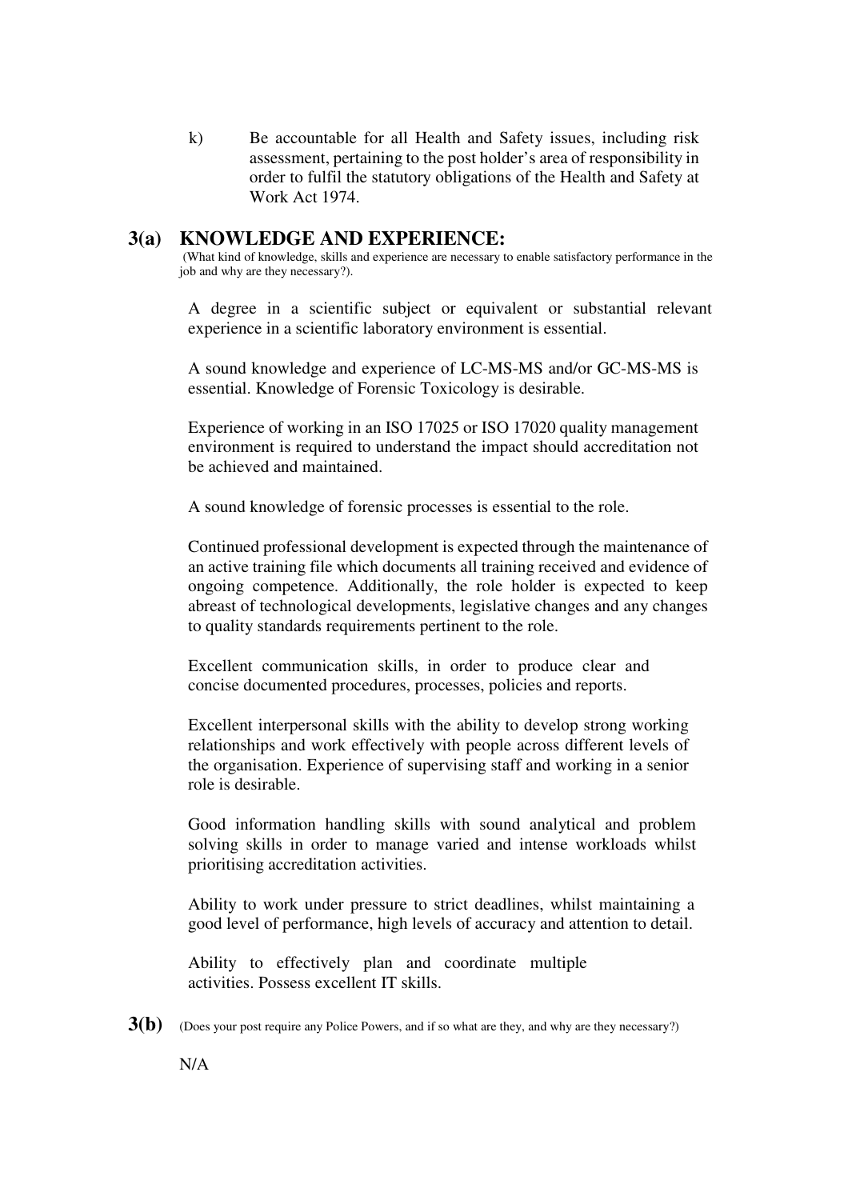k) Be accountable for all Health and Safety issues, including risk assessment, pertaining to the post holder's area of responsibility in order to fulfil the statutory obligations of the Health and Safety at Work Act 1974.

## 3(a) KNOWLEDGE AND EXPERIENCE:

(What kind of knowledge, skills and experience are necessary to enable satisfactory performance in the job and why are they necessary?).

A degree in a scientific subject or equivalent or substantial relevant experience in a scientific laboratory environment is essential.

A sound knowledge and experience of LC-MS-MS and/or GC-MS-MS is essential. Knowledge of Forensic Toxicology is desirable.

Experience of working in an ISO 17025 or ISO 17020 quality management environment is required to understand the impact should accreditation not be achieved and maintained.

A sound knowledge of forensic processes is essential to the role.

Continued professional development is expected through the maintenance of an active training file which documents all training received and evidence of ongoing competence. Additionally, the role holder is expected to keep abreast of technological developments, legislative changes and any changes to quality standards requirements pertinent to the role.

Excellent communication skills, in order to produce clear and concise documented procedures, processes, policies and reports.

Excellent interpersonal skills with the ability to develop strong working relationships and work effectively with people across different levels of the organisation. Experience of supervising staff and working in a senior role is desirable.

Good information handling skills with sound analytical and problem solving skills in order to manage varied and intense workloads whilst prioritising accreditation activities.

Ability to work under pressure to strict deadlines, whilst maintaining a good level of performance, high levels of accuracy and attention to detail.

Ability to effectively plan and coordinate multiple activities. Possess excellent IT skills.

## 3(b)

(Does your post require any Police Powers, and if so what are they, and why are they necessary?)

N/A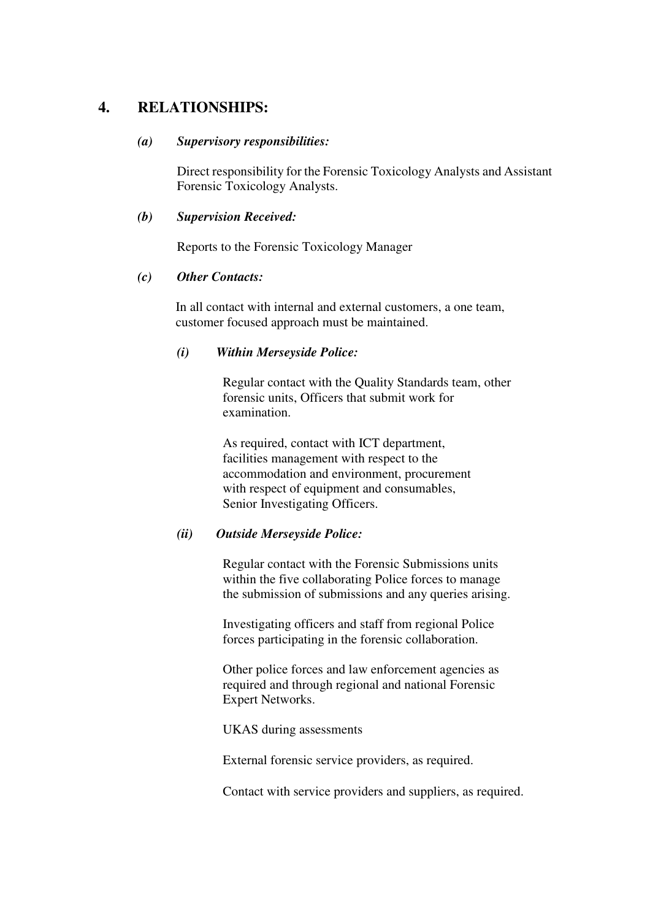## 4. RELATIONSHIPS:

### *(a) Supervisory responsibilities:*

Direct responsibility for the Forensic Toxicology Analysts and Assistant Forensic Toxicology Analysts.

### *(b) Supervision Received:*

Reports to the Forensic Toxicology Manager

### *(c) Other Contacts:*

In all contact with internal and external customers, a one team, customer focused approach must be maintained.

#### *(i) Within Merseyside Police:*

Regular contact with the Quality Standards team, other forensic units, Officers that submit work for examination.

As required, contact with ICT department, facilities management with respect to the accommodation and environment, procurement with respect of equipment and consumables, Senior Investigating Officers.

#### *(ii) Outside Merseyside Police:*

Regular contact with the Forensic Submissions units within the five collaborating Police forces to manage the submission of submissions and any queries arising.

Investigating officers and staff from regional Police forces participating in the forensic collaboration.

Other police forces and law enforcement agencies as required and through regional and national Forensic Expert Networks.

UKAS during assessments

External forensic service providers, as required.

Contact with service providers and suppliers, as required.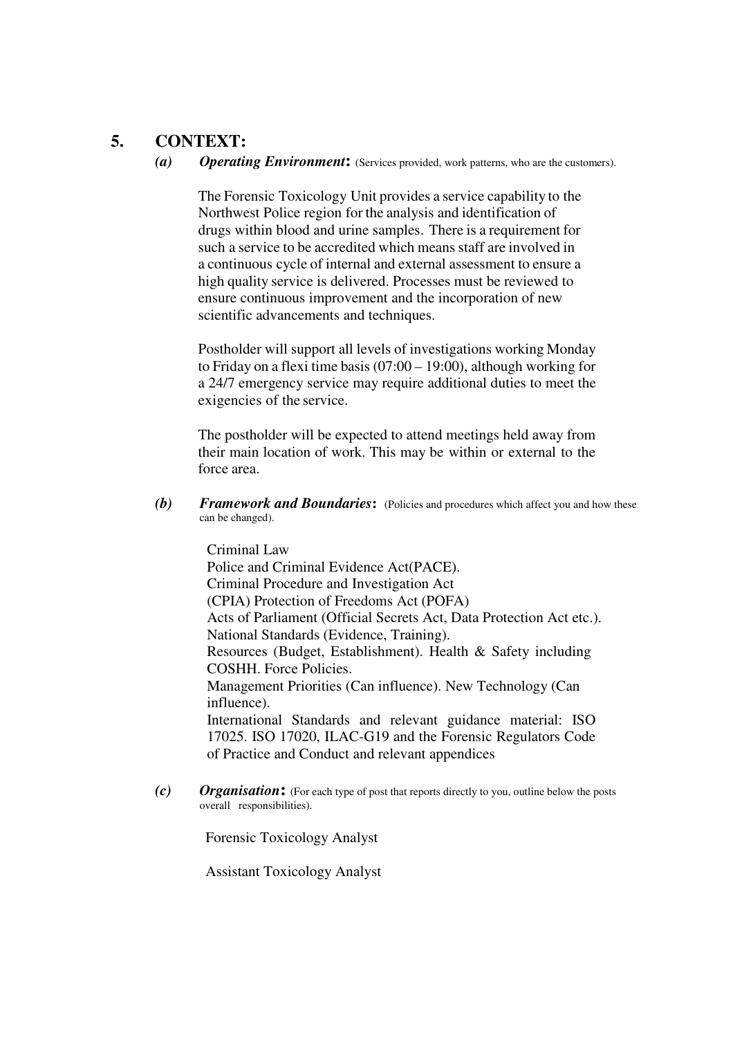## 5. CONTEXT:

**(a)** ***Operating Environment*:** (Services provided, work patterns, who are the customers).

The Forensic Toxicology Unit provides a service capability to the Northwest Police region for the analysis and identification of drugs within blood and urine samples. There is a requirement for such a service to be accredited which means staff are involved in a continuous cycle of internal and external assessment to ensure a high quality service is delivered. Processes must be reviewed to ensure continuous improvement and the incorporation of new scientific advancements and techniques.

Postholder will support all levels of investigations working Monday to Friday on a flexi time basis (07:00 – 19:00), although working for a 24/7 emergency service may require additional duties to meet the exigencies of the service.

The postholder will be expected to attend meetings held away from their main location of work. This may be within or external to the force area.

**(b)** ***Framework and Boundaries*:** (Policies and procedures which affect you and how these can be changed).

Criminal Law
Police and Criminal Evidence Act(PACE).
Criminal Procedure and Investigation Act
(CPIA) Protection of Freedoms Act (POFA)
Acts of Parliament (Official Secrets Act, Data Protection Act etc.).
National Standards (Evidence, Training).
Resources (Budget, Establishment). Health & Safety including COSHH. Force Policies.
Management Priorities (Can influence). New Technology (Can influence).
International Standards and relevant guidance material: ISO 17025. ISO 17020, ILAC-G19 and the Forensic Regulators Code of Practice and Conduct and relevant appendices

**(c)** ***Organisation*:** (For each type of post that reports directly to you, outline below the posts overall responsibilities).

Forensic Toxicology Analyst

Assistant Toxicology Analyst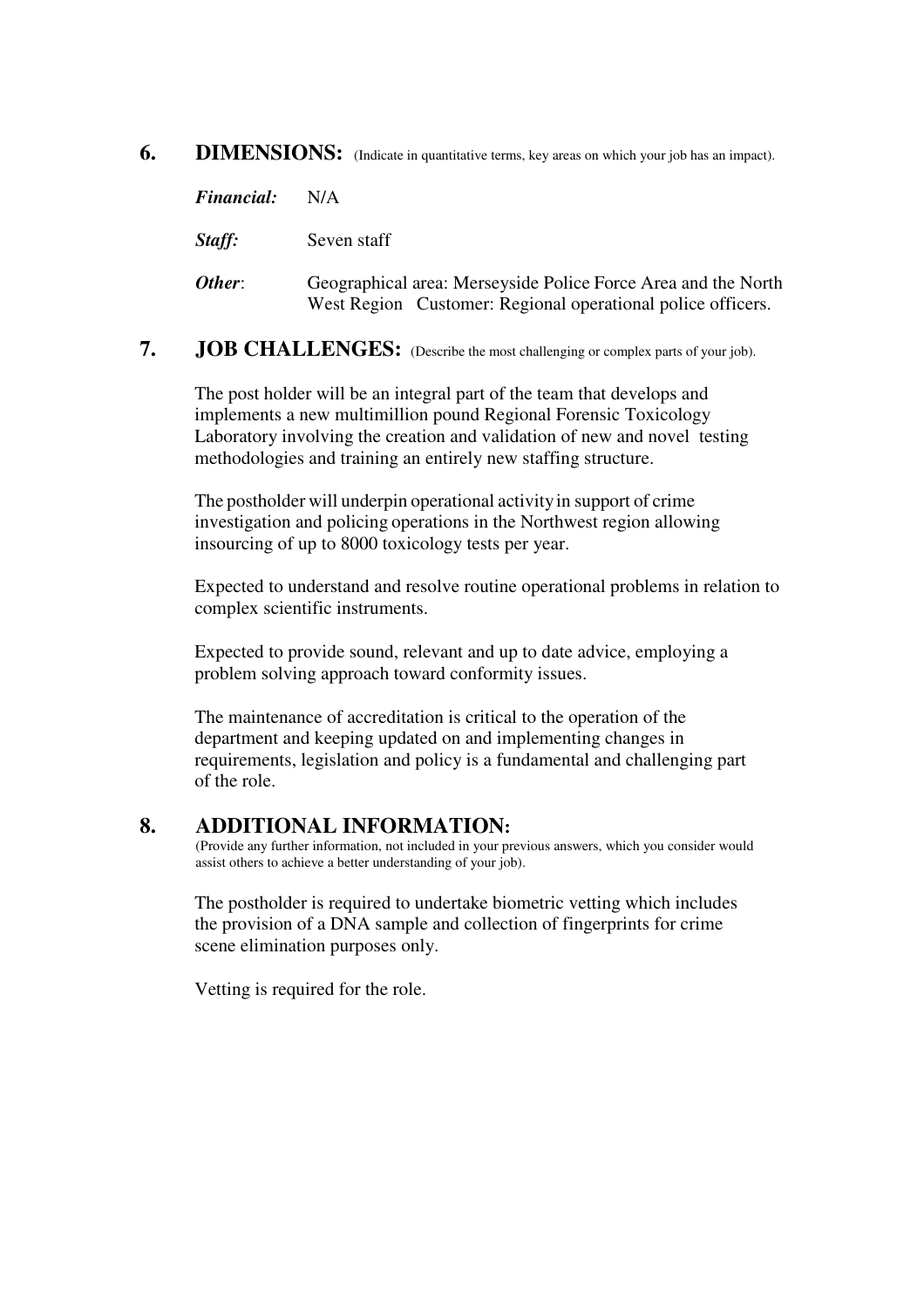## 6. DIMENSIONS: (Indicate in quantitative terms, key areas on which your job has an impact).

***Financial:*** N/A

***Staff:*** Seven staff

***Other***: Geographical area: Merseyside Police Force Area and the North West Region Customer: Regional operational police officers.

## 7. JOB CHALLENGES: (Describe the most challenging or complex parts of your job).

The post holder will be an integral part of the team that develops and implements a new multimillion pound Regional Forensic Toxicology Laboratory involving the creation and validation of new and novel testing methodologies and training an entirely new staffing structure.

The postholder will underpin operational activity in support of crime investigation and policing operations in the Northwest region allowing insourcing of up to 8000 toxicology tests per year.

Expected to understand and resolve routine operational problems in relation to complex scientific instruments.

Expected to provide sound, relevant and up to date advice, employing a problem solving approach toward conformity issues.

The maintenance of accreditation is critical to the operation of the department and keeping updated on and implementing changes in requirements, legislation and policy is a fundamental and challenging part of the role.

## 8. ADDITIONAL INFORMATION:

(Provide any further information, not included in your previous answers, which you consider would assist others to achieve a better understanding of your job).

The postholder is required to undertake biometric vetting which includes the provision of a DNA sample and collection of fingerprints for crime scene elimination purposes only.

Vetting is required for the role.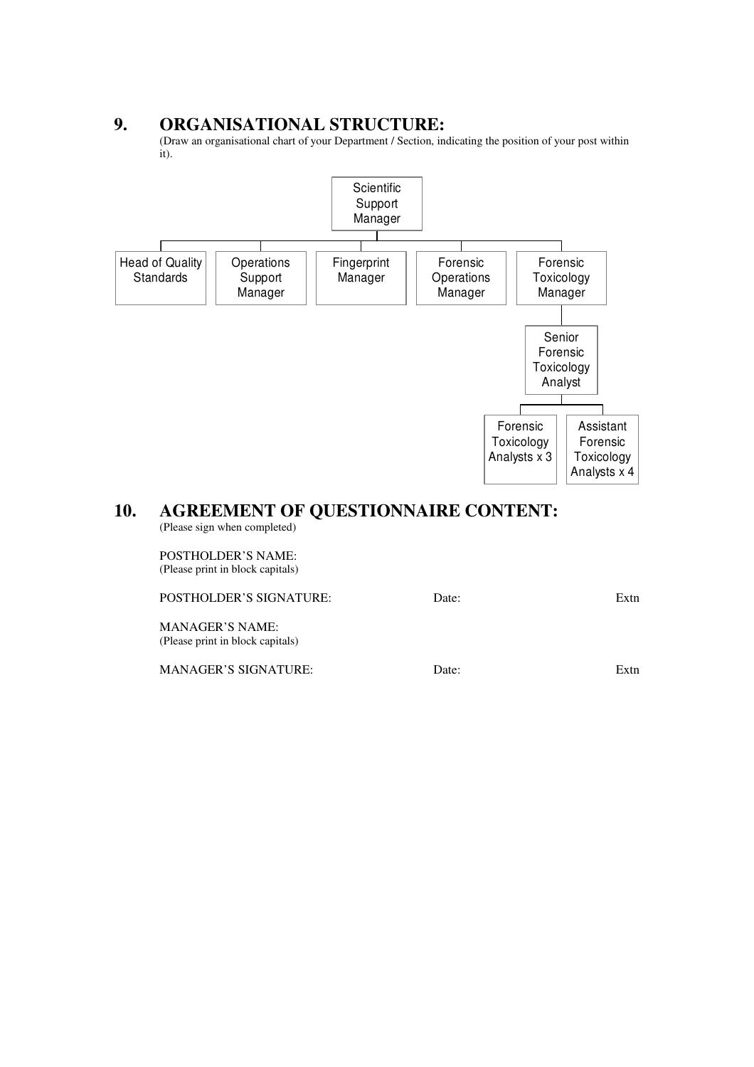## 9. ORGANISATIONAL STRUCTURE:

(Draw an organisational chart of your Department / Section, indicating the position of your post within it).

Scientific Support Manager

Head of Quality Standards

Operations Support Manager

Fingerprint Manager

Forensic Operations Manager

Forensic Toxicology Manager

Senior Forensic Toxicology Analyst

Forensic Toxicology Analysts x 3

Assistant Forensic Toxicology Analysts x 4

## 10. AGREEMENT OF QUESTIONNAIRE CONTENT:

(Please sign when completed)

POSTHOLDER'S NAME:
(Please print in block capitals)

POSTHOLDER'S SIGNATURE: Date: Extn

MANAGER'S NAME:
(Please print in block capitals)

MANAGER'S SIGNATURE: Date: Extn